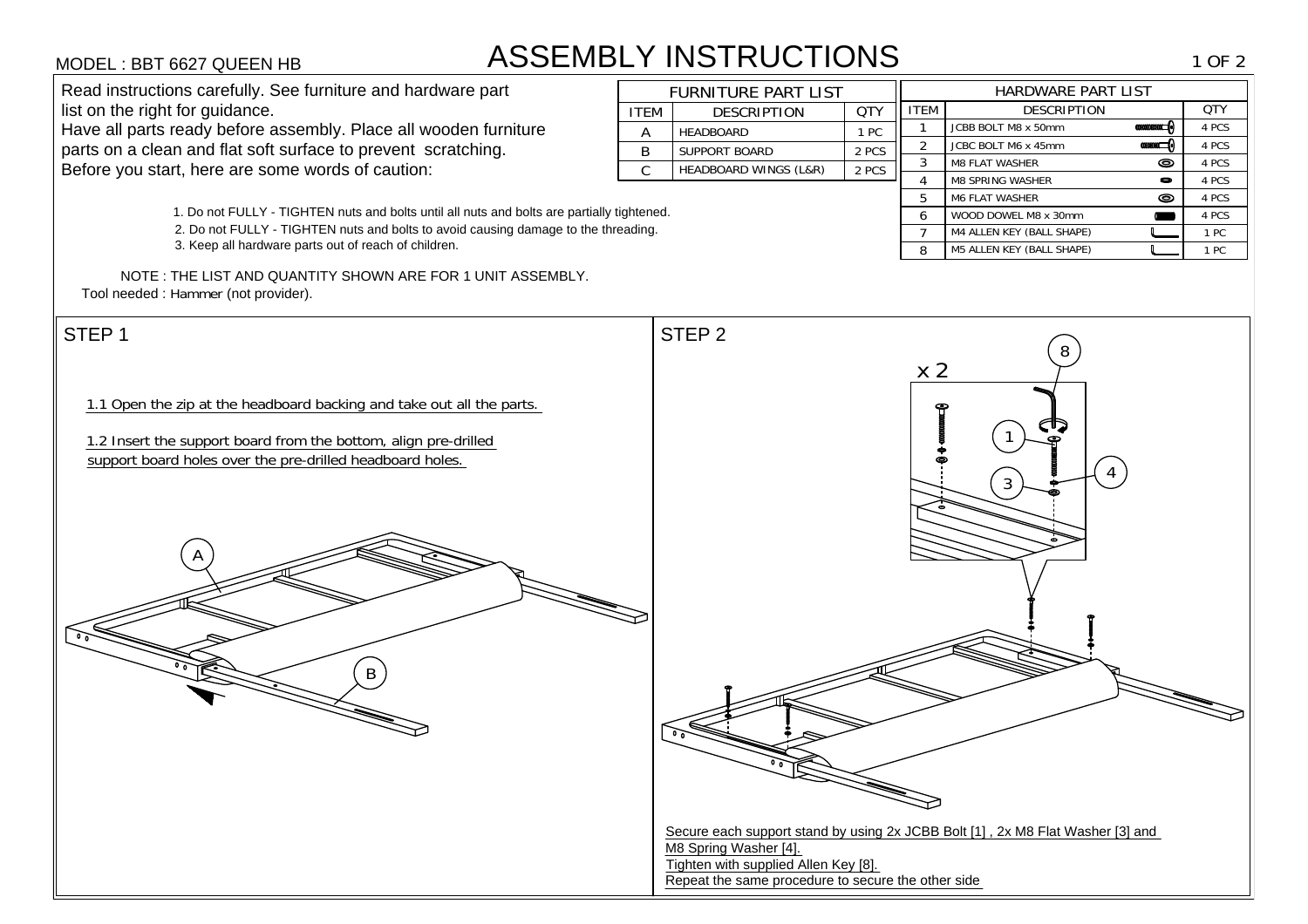MODEL : BBT 6627 QUEEN HB

# ASSEMBLY INSTRUCTIONS

Read instructions carefully. See furniture and hardware part list on the right for guidance.
Have all parts ready before assembly. Place all wooden furniture parts on a clean and flat soft surface to prevent scratching.
Before you start, here are some words of caution:

| FURNITURE PART LIST | | |
|---|---|---|
| ITEM | DESCRIPTION | QTY |
| A | HEADBOARD | 1 PC |
| B | SUPPORT BOARD | 2 PCS |
| C | HEADBOARD WINGS (L&R) | 2 PCS |

| HARDWARE PART LIST | | |
|---|---|---|
| ITEM | DESCRIPTION | QTY |
| 1 | JCBB BOLT M8 x 50mm | 4 PCS |
| 2 | JCBC BOLT M6 x 45mm | 4 PCS |
| 3 | M8 FLAT WASHER | 4 PCS |
| 4 | M8 SPRING WASHER | 4 PCS |
| 5 | M6 FLAT WASHER | 4 PCS |
| 6 | WOOD DOWEL M8 x 30mm | 4 PCS |
| 7 | M4 ALLEN KEY (BALL SHAPE) | 1 PC |
| 8 | M5 ALLEN KEY (BALL SHAPE) | 1 PC |

1. Do not FULLY - TIGHTEN nuts and bolts until all nuts and bolts are partially tightened.
2. Do not FULLY - TIGHTEN nuts and bolts to avoid causing damage to the threading.
3. Keep all hardware parts out of reach of children.

NOTE : THE LIST AND QUANTITY SHOWN ARE FOR 1 UNIT ASSEMBLY.

Tool needed : Hammer (not provider).

## STEP 1

1.1 Open the zip at the headboard backing and take out all the parts.

1.2 Insert the support board from the bottom, align pre-drilled support board holes over the pre-drilled headboard holes.

A

B

## STEP 2

x 2

8

1

4

3

Secure each support stand by using 2x JCBB Bolt [1] , 2x M8 Flat Washer [3] and M8 Spring Washer [4].
Tighten with supplied Allen Key [8].
Repeat the same procedure to secure the other side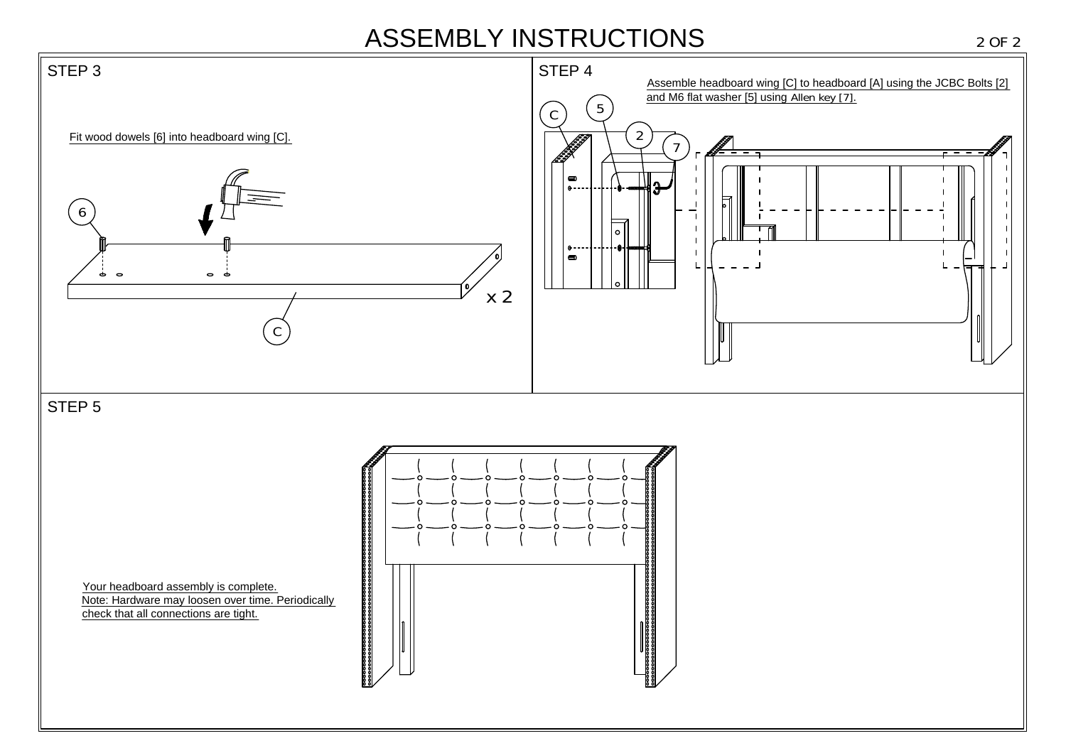# ASSEMBLY INSTRUCTIONS

## STEP 3

Fit wood dowels [6] into headboard wing [C].

6

x 2

C

## STEP 4

Assemble headboard wing [C] to headboard [A] using the JCBC Bolts [2] and M6 flat washer [5] using Allen key [7].

C

5

2

7

## STEP 5

Your headboard assembly is complete.
Note: Hardware may loosen over time. Periodically check that all connections are tight.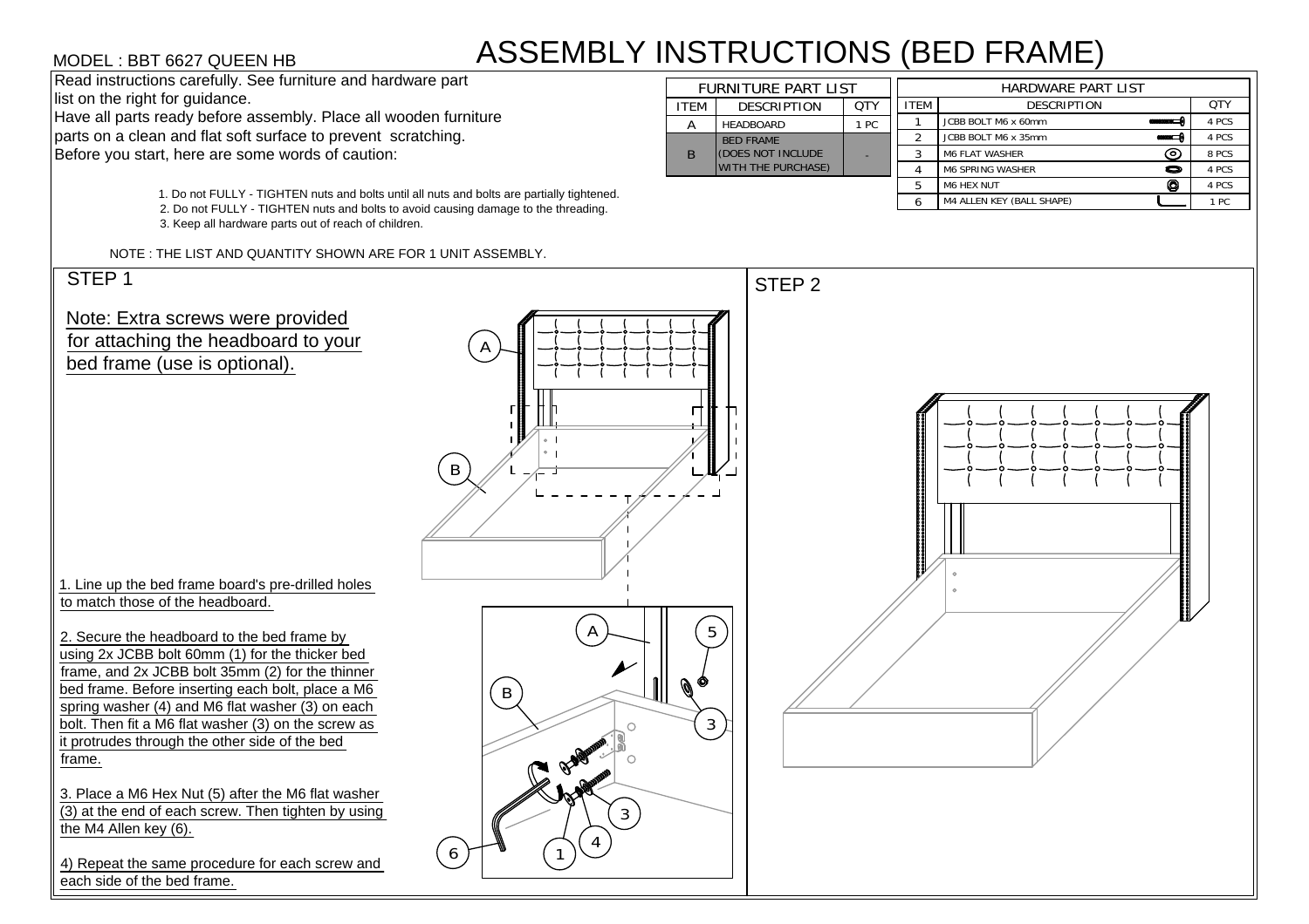MODEL : BBT 6627 QUEEN HB

# ASSEMBLY INSTRUCTIONS (BED FRAME)

Read instructions carefully. See furniture and hardware part list on the right for guidance.
Have all parts ready before assembly. Place all wooden furniture parts on a clean and flat soft surface to prevent scratching.
Before you start, here are some words of caution:

1. Do not FULLY - TIGHTEN nuts and bolts until all nuts and bolts are partially tightened.
2. Do not FULLY - TIGHTEN nuts and bolts to avoid causing damage to the threading.
3. Keep all hardware parts out of reach of children.

NOTE : THE LIST AND QUANTITY SHOWN ARE FOR 1 UNIT ASSEMBLY.

| FURNITURE PART LIST | | |
|---|---|---|
| ITEM | DESCRIPTION | QTY |
| A | HEADBOARD | 1 PC |
| B | BED FRAME (DOES NOT INCLUDE WITH THE PURCHASE) | - |

| HARDWARE PART LIST | | |
|---|---|---|
| ITEM | DESCRIPTION | QTY |
| 1 | JCBB BOLT M6 x 60mm | 4 PCS |
| 2 | JCBB BOLT M6 x 35mm | 4 PCS |
| 3 | M6 FLAT WASHER | 8 PCS |
| 4 | M6 SPRING WASHER | 4 PCS |
| 5 | M6 HEX NUT | 4 PCS |
| 6 | M4 ALLEN KEY (BALL SHAPE) | 1 PC |

## STEP 1

Note: Extra screws were provided for attaching the headboard to your bed frame (use is optional).

1. Line up the bed frame board's pre-drilled holes to match those of the headboard.

2. Secure the headboard to the bed frame by using 2x JCBB bolt 60mm (1) for the thicker bed frame, and 2x JCBB bolt 35mm (2) for the thinner bed frame. Before inserting each bolt, place a M6 spring washer (4) and M6 flat washer (3) on each bolt. Then fit a M6 flat washer (3) on the screw as it protrudes through the other side of the bed frame.

3. Place a M6 Hex Nut (5) after the M6 flat washer (3) at the end of each screw. Then tighten by using the M4 Allen key (6).

4) Repeat the same procedure for each screw and each side of the bed frame.

A
B
A
5
B
3
3
6
1
4

## STEP 2